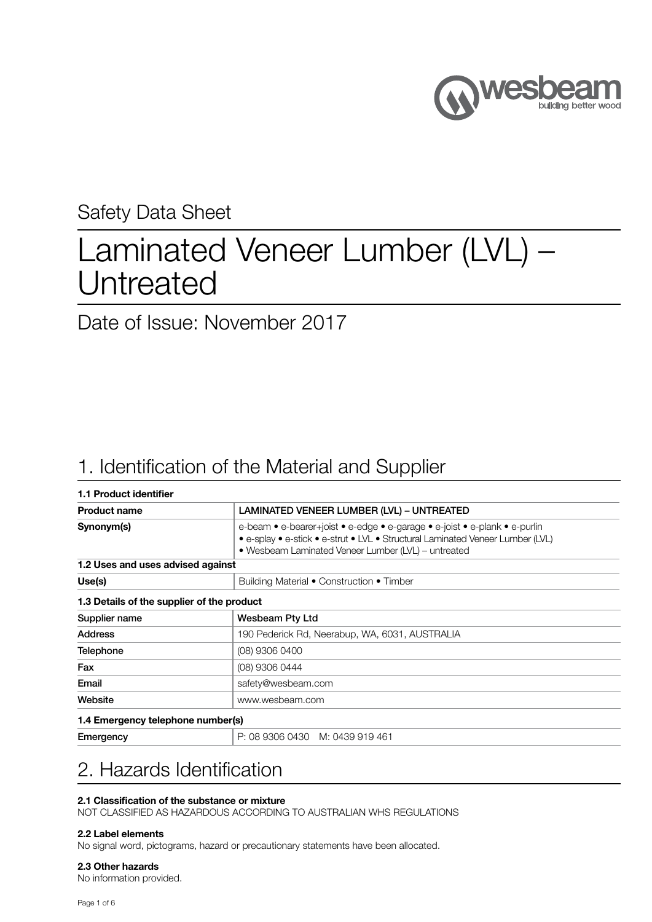Safety Data Sheet

# Laminated Veneer Lumber (LVL) – Untreated

Date of Issue: November 2017

## 1. Identification of the Material and Supplier

**1.1 Product identifier**

| | |
|---|---|
| **Product name** | **LAMINATED VENEER LUMBER (LVL) – UNTREATED** |
| **Synonym(s)** | e-beam • e-bearer+joist • e-edge • e-garage • e-joist • e-plank • e-purlin • e-splay • e-stick • e-strut • LVL • Structural Laminated Veneer Lumber (LVL) • Wesbeam Laminated Veneer Lumber (LVL) – untreated |

**1.2 Uses and uses advised against**

| | |
|---|---|
| **Use(s)** | Building Material • Construction • Timber |

**1.3 Details of the supplier of the product**

| | |
|---|---|
| Supplier name | **Wesbeam Pty Ltd** |
| Address | 190 Pederick Rd, Neerabup, WA, 6031, AUSTRALIA |
| Telephone | (08) 9306 0400 |
| Fax | (08) 9306 0444 |
| Email | safety@wesbeam.com |
| Website | www.wesbeam.com |

**1.4 Emergency telephone number(s)**

| | |
|---|---|
| Emergency | P: 08 9306 0430 M: 0439 919 461 |

## 2. Hazards Identification

**2.1 Classification of the substance or mixture**

NOT CLASSIFIED AS HAZARDOUS ACCORDING TO AUSTRALIAN WHS REGULATIONS

**2.2 Label elements**

No signal word, pictograms, hazard or precautionary statements have been allocated.

**2.3 Other hazards**

No information provided.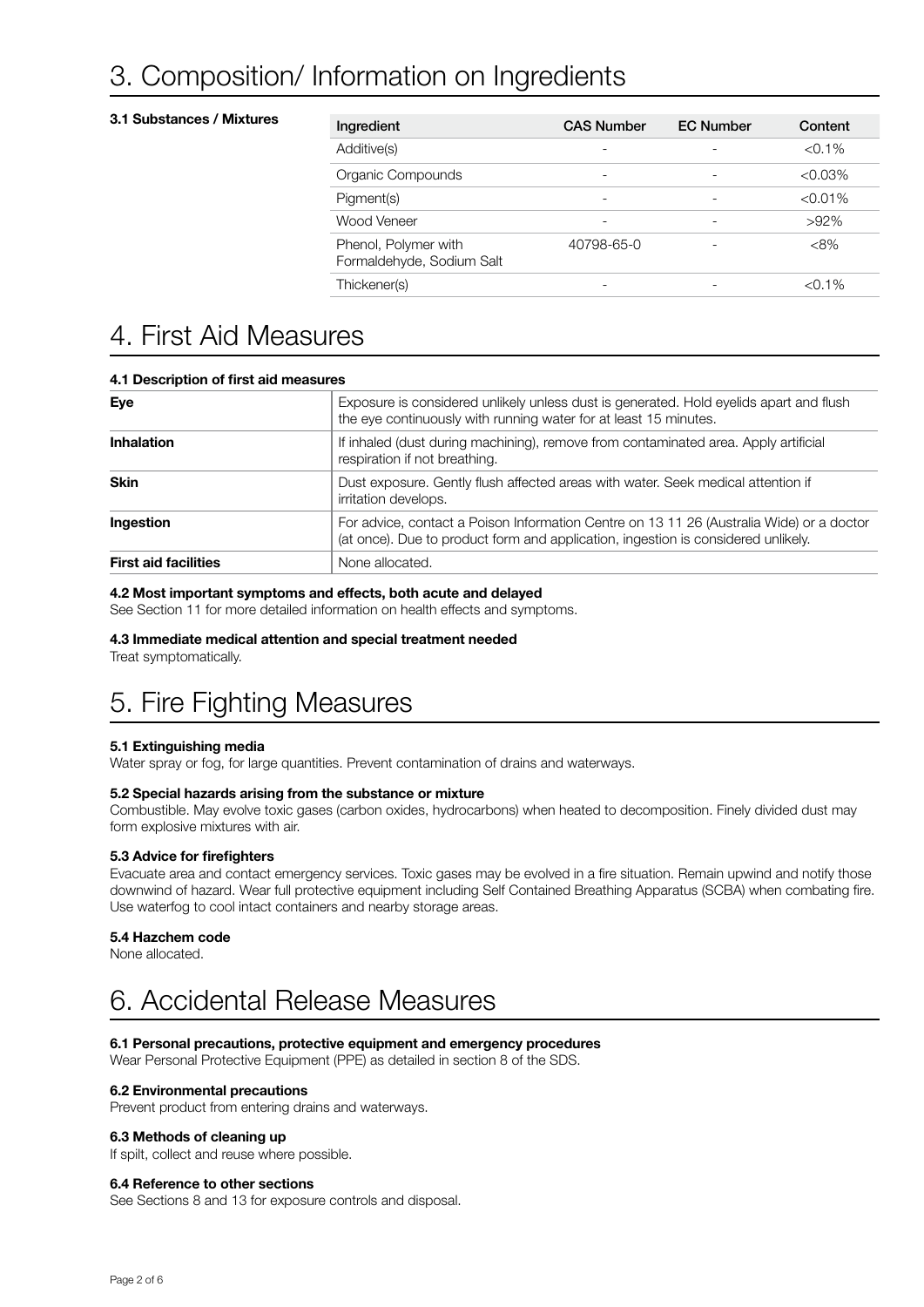# 3. Composition/ Information on Ingredients

### 3.1 Substances / Mixtures

| Ingredient | CAS Number | EC Number | Content |
|---|---|---|---|
| Additive(s) | - | - | <0.1% |
| Organic Compounds | - | - | <0.03% |
| Pigment(s) | - | - | <0.01% |
| Wood Veneer | - | - | >92% |
| Phenol, Polymer with Formaldehyde, Sodium Salt | 40798-65-0 | - | <8% |
| Thickener(s) | - | - | <0.1% |

# 4. First Aid Measures

### 4.1 Description of first aid measures

| | |
|---|---|
| **Eye** | Exposure is considered unlikely unless dust is generated. Hold eyelids apart and flush the eye continuously with running water for at least 15 minutes. |
| **Inhalation** | If inhaled (dust during machining), remove from contaminated area. Apply artificial respiration if not breathing. |
| **Skin** | Dust exposure. Gently flush affected areas with water. Seek medical attention if irritation develops. |
| **Ingestion** | For advice, contact a Poison Information Centre on 13 11 26 (Australia Wide) or a doctor (at once). Due to product form and application, ingestion is considered unlikely. |
| **First aid facilities** | None allocated. |

### 4.2 Most important symptoms and effects, both acute and delayed

See Section 11 for more detailed information on health effects and symptoms.

### 4.3 Immediate medical attention and special treatment needed

Treat symptomatically.

# 5. Fire Fighting Measures

### 5.1 Extinguishing media

Water spray or fog, for large quantities. Prevent contamination of drains and waterways.

### 5.2 Special hazards arising from the substance or mixture

Combustible. May evolve toxic gases (carbon oxides, hydrocarbons) when heated to decomposition. Finely divided dust may form explosive mixtures with air.

### 5.3 Advice for firefighters

Evacuate area and contact emergency services. Toxic gases may be evolved in a fire situation. Remain upwind and notify those downwind of hazard. Wear full protective equipment including Self Contained Breathing Apparatus (SCBA) when combating fire. Use waterfog to cool intact containers and nearby storage areas.

### 5.4 Hazchem code

None allocated.

# 6. Accidental Release Measures

### 6.1 Personal precautions, protective equipment and emergency procedures

Wear Personal Protective Equipment (PPE) as detailed in section 8 of the SDS.

### 6.2 Environmental precautions

Prevent product from entering drains and waterways.

### 6.3 Methods of cleaning up

If spilt, collect and reuse where possible.

### 6.4 Reference to other sections

See Sections 8 and 13 for exposure controls and disposal.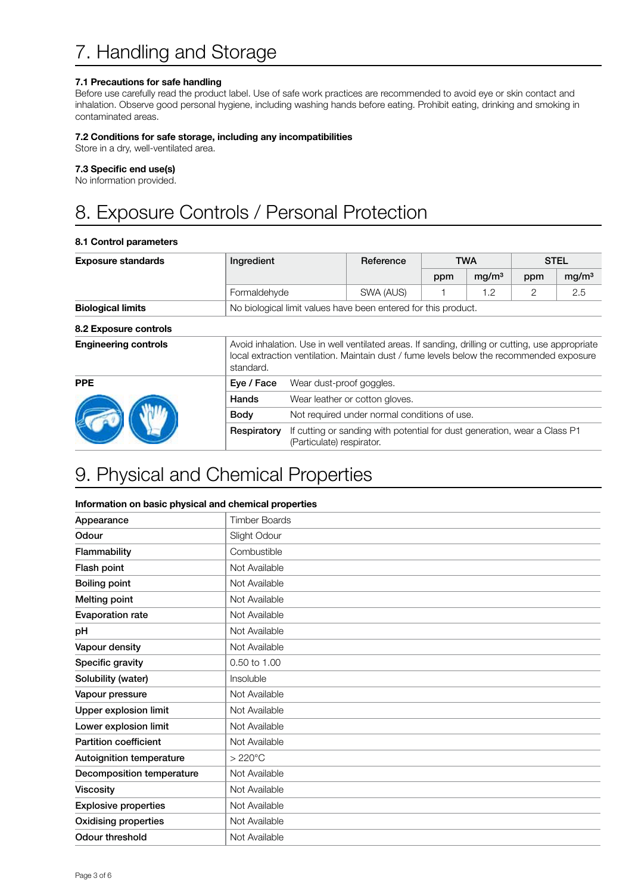# 7. Handling and Storage

### 7.1 Precautions for safe handling

Before use carefully read the product label. Use of safe work practices are recommended to avoid eye or skin contact and inhalation. Observe good personal hygiene, including washing hands before eating. Prohibit eating, drinking and smoking in contaminated areas.

### 7.2 Conditions for safe storage, including any incompatibilities

Store in a dry, well-ventilated area.

### 7.3 Specific end use(s)

No information provided.

# 8. Exposure Controls / Personal Protection

### 8.1 Control parameters

| Exposure standards | Ingredient | Reference | TWA | | STEL | |
|---|---|---|---|---|---|---|
| | | | ppm | mg/m³ | ppm | mg/m³ |
| | Formaldehyde | SWA (AUS) | 1 | 1.2 | 2 | 2.5 |
| **Biological limits** | No biological limit values have been entered for this product. | | | | | |

### 8.2 Exposure controls

| | | |
|---|---|---|
| **Engineering controls** | Avoid inhalation. Use in well ventilated areas. If sanding, drilling or cutting, use appropriate local extraction ventilation. Maintain dust / fume levels below the recommended exposure standard. | |
| **PPE** | **Eye / Face** | Wear dust-proof goggles. |
| | **Hands** | Wear leather or cotton gloves. |
| | **Body** | Not required under normal conditions of use. |
| | **Respiratory** | If cutting or sanding with potential for dust generation, wear a Class P1 (Particulate) respirator. |

# 9. Physical and Chemical Properties

### Information on basic physical and chemical properties

| | |
|---|---|
| Appearance | Timber Boards |
| Odour | Slight Odour |
| Flammability | Combustible |
| Flash point | Not Available |
| Boiling point | Not Available |
| Melting point | Not Available |
| Evaporation rate | Not Available |
| pH | Not Available |
| Vapour density | Not Available |
| Specific gravity | 0.50 to 1.00 |
| Solubility (water) | Insoluble |
| Vapour pressure | Not Available |
| Upper explosion limit | Not Available |
| Lower explosion limit | Not Available |
| Partition coefficient | Not Available |
| Autoignition temperature | > 220°C |
| Decomposition temperature | Not Available |
| Viscosity | Not Available |
| Explosive properties | Not Available |
| Oxidising properties | Not Available |
| Odour threshold | Not Available |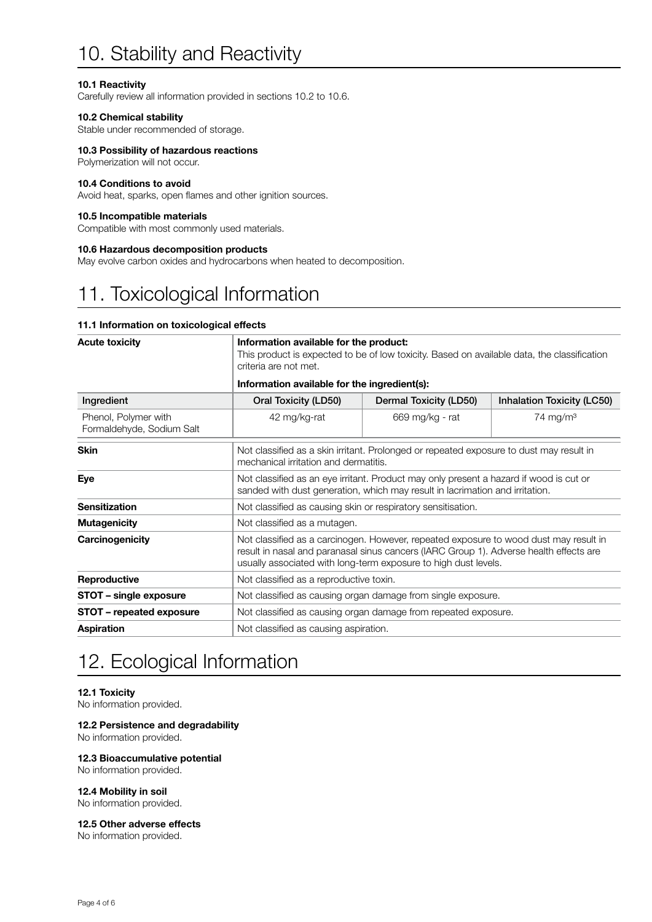# 10. Stability and Reactivity

**10.1 Reactivity**
Carefully review all information provided in sections 10.2 to 10.6.

**10.2 Chemical stability**
Stable under recommended of storage.

**10.3 Possibility of hazardous reactions**
Polymerization will not occur.

**10.4 Conditions to avoid**
Avoid heat, sparks, open flames and other ignition sources.

**10.5 Incompatible materials**
Compatible with most commonly used materials.

**10.6 Hazardous decomposition products**
May evolve carbon oxides and hydrocarbons when heated to decomposition.

# 11. Toxicological Information

**11.1 Information on toxicological effects**

| **Acute toxicity** | **Information available for the product:** This product is expected to be of low toxicity. Based on available data, the classification criteria are not met. **Information available for the ingredient(s):** | | |
|---|---|---|---|
| Ingredient | Oral Toxicity (LD50) | Dermal Toxicity (LD50) | Inhalation Toxicity (LC50) |
| Phenol, Polymer with Formaldehyde, Sodium Salt | 42 mg/kg-rat | 669 mg/kg - rat | 74 mg/m³ |

| | |
|---|---|
| **Skin** | Not classified as a skin irritant. Prolonged or repeated exposure to dust may result in mechanical irritation and dermatitis. |
| **Eye** | Not classified as an eye irritant. Product may only present a hazard if wood is cut or sanded with dust generation, which may result in lacrimation and irritation. |
| **Sensitization** | Not classified as causing skin or respiratory sensitisation. |
| **Mutagenicity** | Not classified as a mutagen. |
| **Carcinogenicity** | Not classified as a carcinogen. However, repeated exposure to wood dust may result in result in nasal and paranasal sinus cancers (IARC Group 1). Adverse health effects are usually associated with long-term exposure to high dust levels. |
| **Reproductive** | Not classified as a reproductive toxin. |
| **STOT – single exposure** | Not classified as causing organ damage from single exposure. |
| **STOT – repeated exposure** | Not classified as causing organ damage from repeated exposure. |
| **Aspiration** | Not classified as causing aspiration. |

# 12. Ecological Information

**12.1 Toxicity**
No information provided.

**12.2 Persistence and degradability**
No information provided.

**12.3 Bioaccumulative potential**
No information provided.

**12.4 Mobility in soil**
No information provided.

**12.5 Other adverse effects**
No information provided.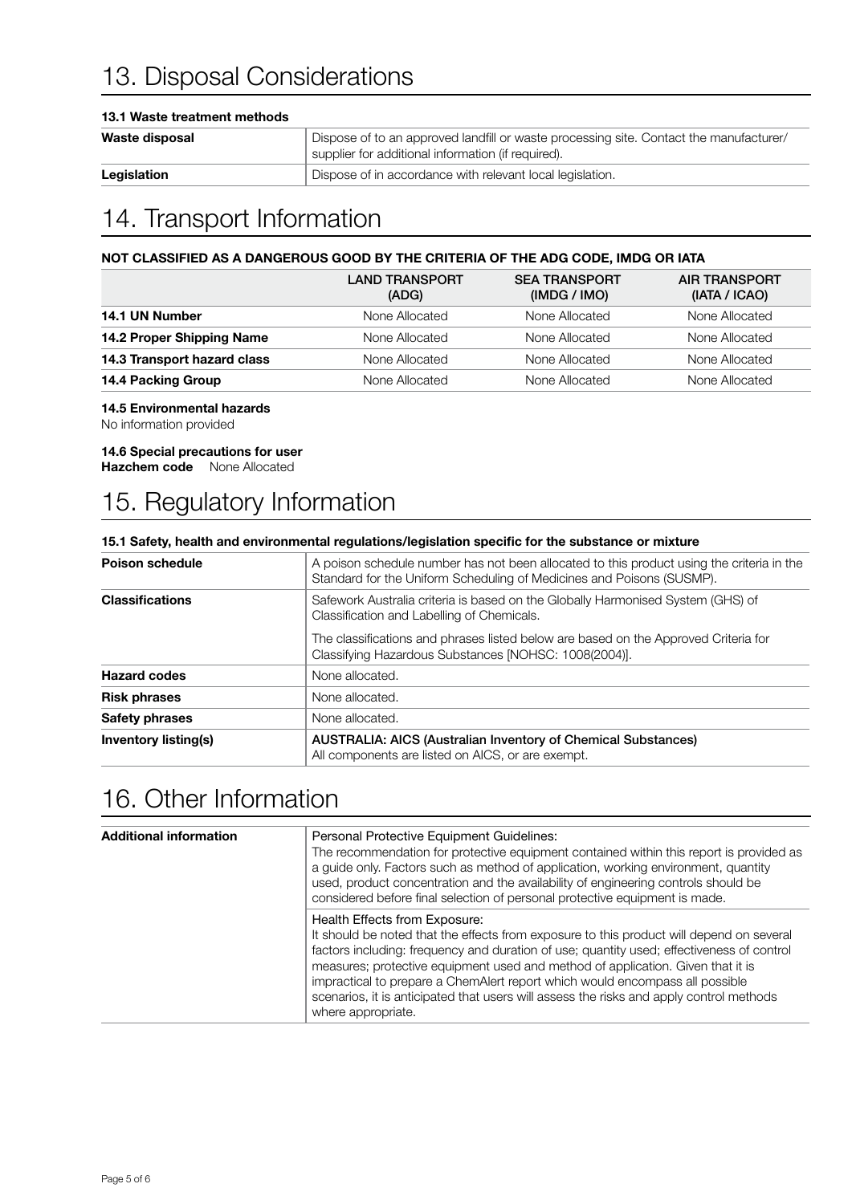# 13. Disposal Considerations

### 13.1 Waste treatment methods

| | |
|---|---|
| **Waste disposal** | Dispose of to an approved landfill or waste processing site. Contact the manufacturer/ supplier for additional information (if required). |
| **Legislation** | Dispose of in accordance with relevant local legislation. |

# 14. Transport Information

### NOT CLASSIFIED AS A DANGEROUS GOOD BY THE CRITERIA OF THE ADG CODE, IMDG OR IATA

| | LAND TRANSPORT (ADG) | SEA TRANSPORT (IMDG / IMO) | AIR TRANSPORT (IATA / ICAO) |
|---|---|---|---|
| **14.1 UN Number** | None Allocated | None Allocated | None Allocated |
| **14.2 Proper Shipping Name** | None Allocated | None Allocated | None Allocated |
| **14.3 Transport hazard class** | None Allocated | None Allocated | None Allocated |
| **14.4 Packing Group** | None Allocated | None Allocated | None Allocated |

**14.5 Environmental hazards**
No information provided

**14.6 Special precautions for user**
**Hazchem code** None Allocated

# 15. Regulatory Information

### 15.1 Safety, health and environmental regulations/legislation specific for the substance or mixture

| | |
|---|---|
| **Poison schedule** | A poison schedule number has not been allocated to this product using the criteria in the Standard for the Uniform Scheduling of Medicines and Poisons (SUSMP). |
| **Classifications** | Safework Australia criteria is based on the Globally Harmonised System (GHS) of Classification and Labelling of Chemicals.<br><br>The classifications and phrases listed below are based on the Approved Criteria for Classifying Hazardous Substances [NOHSC: 1008(2004)]. |
| **Hazard codes** | None allocated. |
| **Risk phrases** | None allocated. |
| **Safety phrases** | None allocated. |
| **Inventory listing(s)** | **AUSTRALIA: AICS (Australian Inventory of Chemical Substances)**<br>All components are listed on AICS, or are exempt. |

# 16. Other Information

| | |
|---|---|
| **Additional information** | Personal Protective Equipment Guidelines:<br>The recommendation for protective equipment contained within this report is provided as a guide only. Factors such as method of application, working environment, quantity used, product concentration and the availability of engineering controls should be considered before final selection of personal protective equipment is made. |
| | Health Effects from Exposure:<br>It should be noted that the effects from exposure to this product will depend on several factors including: frequency and duration of use; quantity used; effectiveness of control measures; protective equipment used and method of application. Given that it is impractical to prepare a ChemAlert report which would encompass all possible scenarios, it is anticipated that users will assess the risks and apply control methods where appropriate. |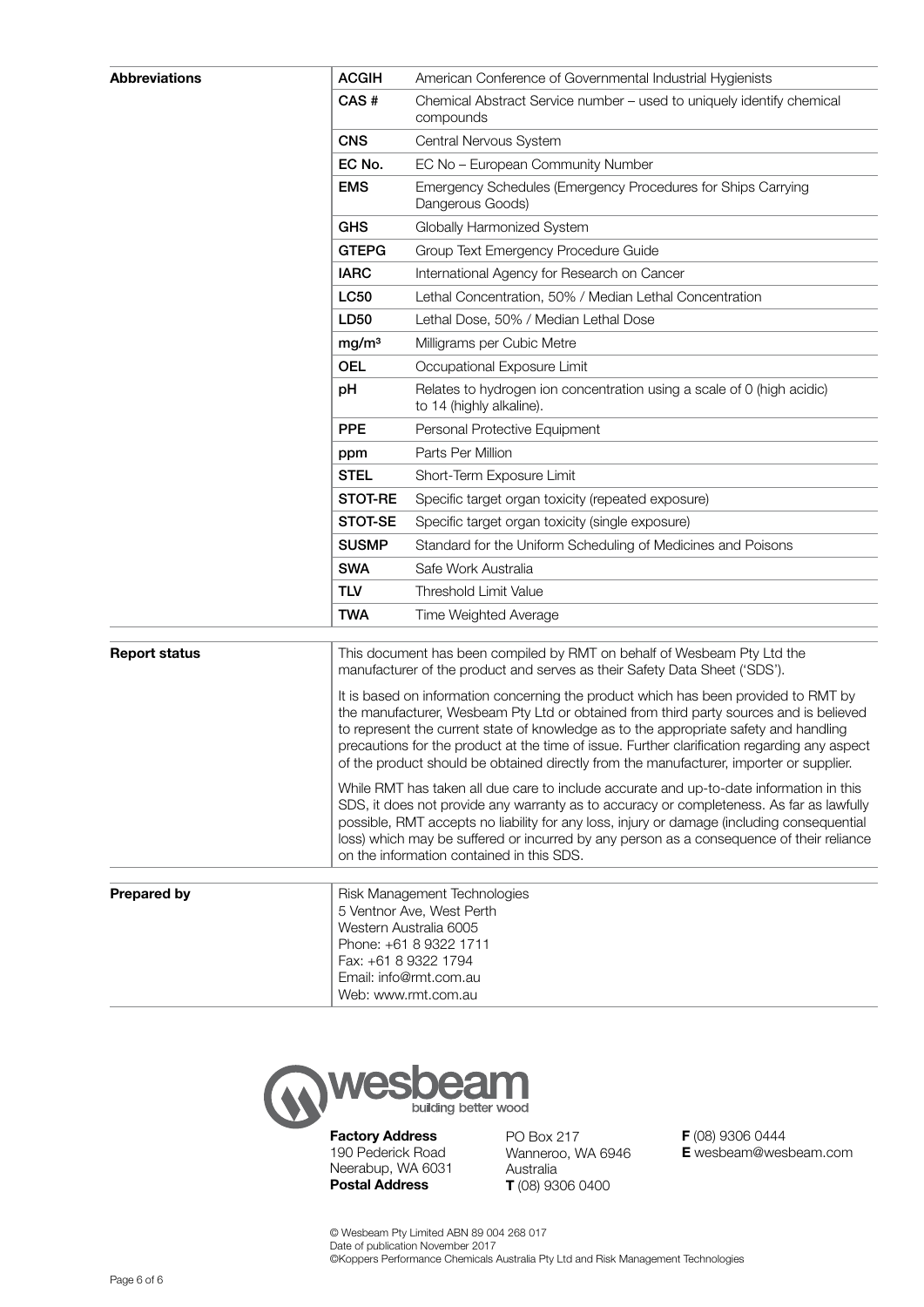| | | |
|---|---|---|
| **Abbreviations** | **ACGIH** | American Conference of Governmental Industrial Hygienists |
| | **CAS #** | Chemical Abstract Service number – used to uniquely identify chemical compounds |
| | **CNS** | Central Nervous System |
| | **EC No.** | EC No – European Community Number |
| | **EMS** | Emergency Schedules (Emergency Procedures for Ships Carrying Dangerous Goods) |
| | **GHS** | Globally Harmonized System |
| | **GTEPG** | Group Text Emergency Procedure Guide |
| | **IARC** | International Agency for Research on Cancer |
| | **LC50** | Lethal Concentration, 50% / Median Lethal Concentration |
| | **LD50** | Lethal Dose, 50% / Median Lethal Dose |
| | **$mg/m^3$** | Milligrams per Cubic Metre |
| | **OEL** | Occupational Exposure Limit |
| | **pH** | Relates to hydrogen ion concentration using a scale of 0 (high acidic) to 14 (highly alkaline). |
| | **PPE** | Personal Protective Equipment |
| | **ppm** | Parts Per Million |
| | **STEL** | Short-Term Exposure Limit |
| | **STOT-RE** | Specific target organ toxicity (repeated exposure) |
| | **STOT-SE** | Specific target organ toxicity (single exposure) |
| | **SUSMP** | Standard for the Uniform Scheduling of Medicines and Poisons |
| | **SWA** | Safe Work Australia |
| | **TLV** | Threshold Limit Value |
| | **TWA** | Time Weighted Average |

**Report status**

This document has been compiled by RMT on behalf of Wesbeam Pty Ltd the manufacturer of the product and serves as their Safety Data Sheet ('SDS').

It is based on information concerning the product which has been provided to RMT by the manufacturer, Wesbeam Pty Ltd or obtained from third party sources and is believed to represent the current state of knowledge as to the appropriate safety and handling precautions for the product at the time of issue. Further clarification regarding any aspect of the product should be obtained directly from the manufacturer, importer or supplier.

While RMT has taken all due care to include accurate and up-to-date information in this SDS, it does not provide any warranty as to accuracy or completeness. As far as lawfully possible, RMT accepts no liability for any loss, injury or damage (including consequential loss) which may be suffered or incurred by any person as a consequence of their reliance on the information contained in this SDS.

**Prepared by**

Risk Management Technologies
5 Ventnor Ave, West Perth
Western Australia 6005
Phone: +61 8 9322 1711
Fax: +61 8 9322 1794
Email: info@rmt.com.au
Web: www.rmt.com.au

wesbeam
building better wood

**Factory Address**
190 Pederick Road
Neerabup, WA 6031

**Postal Address**
PO Box 217
Wanneroo, WA 6946
Australia

**T** (08) 9306 0400
**F** (08) 9306 0444
**E** wesbeam@wesbeam.com

© Wesbeam Pty Limited ABN 89 004 268 017
Date of publication November 2017
©Koppers Performance Chemicals Australia Pty Ltd and Risk Management Technologies